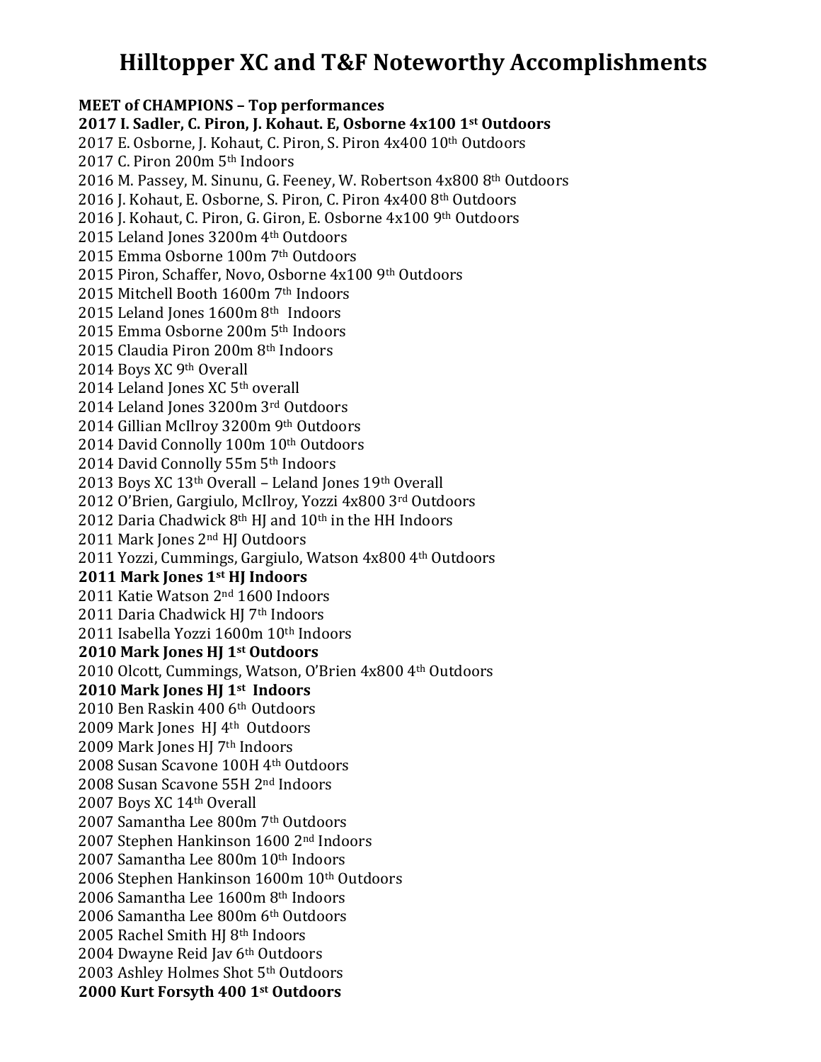# Hilltopper XC and T&F Noteworthy Accomplishments

**MEET of CHAMPIONS – Top performances**

**2017 I. Sadler, C. Piron, J. Kohaut. E, Osborne 4x100 1st Outdoors**
2017 E. Osborne, J. Kohaut, C. Piron, S. Piron 4x400 10th Outdoors
2017 C. Piron 200m 5th Indoors
2016 M. Passey, M. Sinunu, G. Feeney, W. Robertson 4x800 8th Outdoors
2016 J. Kohaut, E. Osborne, S. Piron, C. Piron 4x400 8th Outdoors
2016 J. Kohaut, C. Piron, G. Giron, E. Osborne 4x100 9th Outdoors
2015 Leland Jones 3200m 4th Outdoors
2015 Emma Osborne 100m 7th Outdoors
2015 Piron, Schaffer, Novo, Osborne 4x100 9th Outdoors
2015 Mitchell Booth 1600m 7th Indoors
2015 Leland Jones 1600m 8th Indoors
2015 Emma Osborne 200m 5th Indoors
2015 Claudia Piron 200m 8th Indoors
2014 Boys XC 9th Overall
2014 Leland Jones XC 5th overall
2014 Leland Jones 3200m 3rd Outdoors
2014 Gillian McIlroy 3200m 9th Outdoors
2014 David Connolly 100m 10th Outdoors
2014 David Connolly 55m 5th Indoors
2013 Boys XC 13th Overall – Leland Jones 19th Overall
2012 O'Brien, Gargiulo, McIlroy, Yozzi 4x800 3rd Outdoors
2012 Daria Chadwick 8th HJ and 10th in the HH Indoors
2011 Mark Jones 2nd HJ Outdoors
2011 Yozzi, Cummings, Gargiulo, Watson 4x800 4th Outdoors
**2011 Mark Jones 1st HJ Indoors**
2011 Katie Watson 2nd 1600 Indoors
2011 Daria Chadwick HJ 7th Indoors
2011 Isabella Yozzi 1600m 10th Indoors
**2010 Mark Jones HJ 1st Outdoors**
2010 Olcott, Cummings, Watson, O'Brien 4x800 4th Outdoors
**2010 Mark Jones HJ 1st Indoors**
2010 Ben Raskin 400 6th Outdoors
2009 Mark Jones HJ 4th Outdoors
2009 Mark Jones HJ 7th Indoors
2008 Susan Scavone 100H 4th Outdoors
2008 Susan Scavone 55H 2nd Indoors
2007 Boys XC 14th Overall
2007 Samantha Lee 800m 7th Outdoors
2007 Stephen Hankinson 1600 2nd Indoors
2007 Samantha Lee 800m 10th Indoors
2006 Stephen Hankinson 1600m 10th Outdoors
2006 Samantha Lee 1600m 8th Indoors
2006 Samantha Lee 800m 6th Outdoors
2005 Rachel Smith HJ 8th Indoors
2004 Dwayne Reid Jav 6th Outdoors
2003 Ashley Holmes Shot 5th Outdoors
**2000 Kurt Forsyth 400 1st Outdoors**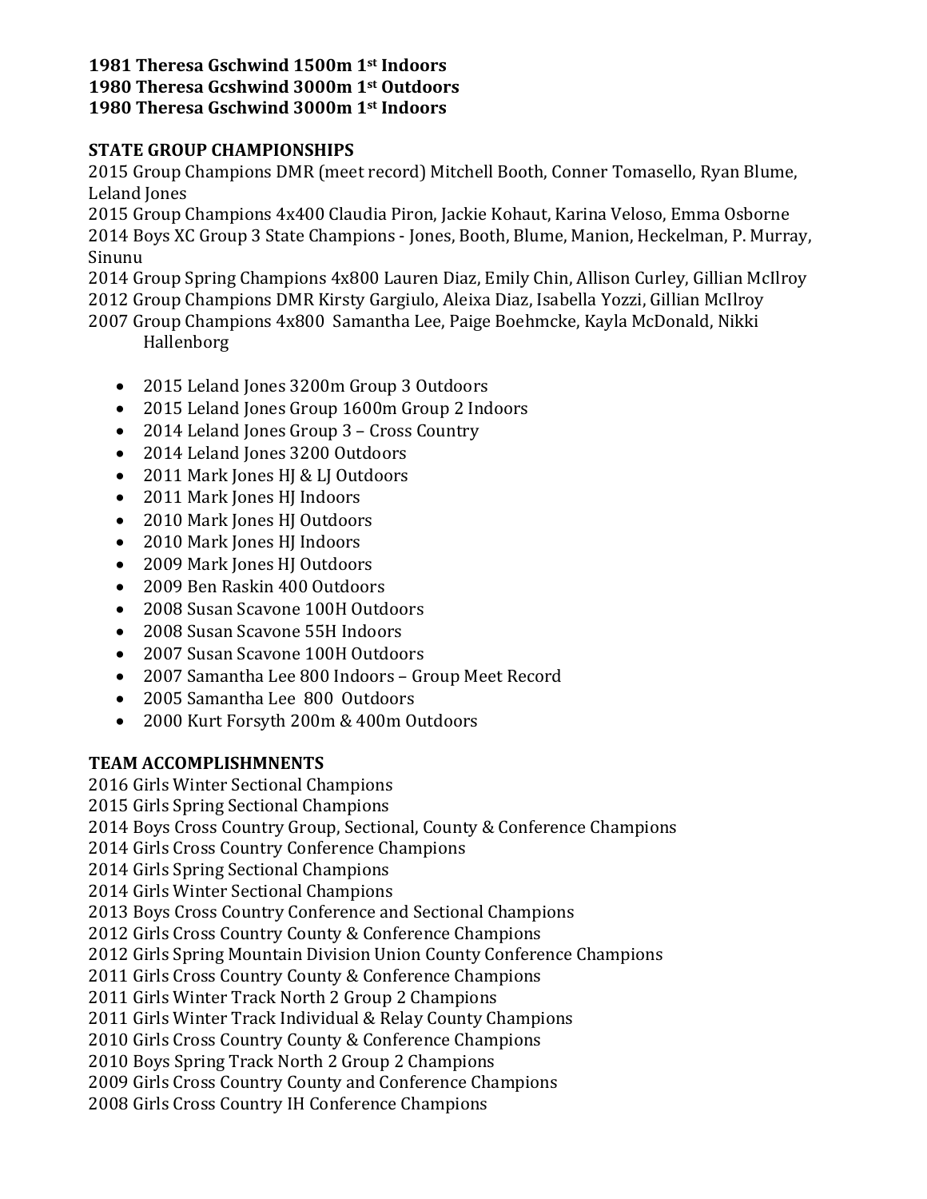**1981 Theresa Gschwind 1500m 1st Indoors**
**1980 Theresa Gcshwind 3000m 1st Outdoors**
**1980 Theresa Gschwind 3000m 1st Indoors**

**STATE GROUP CHAMPIONSHIPS**

2015 Group Champions DMR (meet record) Mitchell Booth, Conner Tomasello, Ryan Blume, Leland Jones
2015 Group Champions 4x400 Claudia Piron, Jackie Kohaut, Karina Veloso, Emma Osborne
2014 Boys XC Group 3 State Champions - Jones, Booth, Blume, Manion, Heckelman, P. Murray, Sinunu
2014 Group Spring Champions 4x800 Lauren Diaz, Emily Chin, Allison Curley, Gillian McIlroy
2012 Group Champions DMR Kirsty Gargiulo, Aleixa Diaz, Isabella Yozzi, Gillian McIlroy
2007 Group Champions 4x800 Samantha Lee, Paige Boehmcke, Kayla McDonald, Nikki Hallenborg

- 2015 Leland Jones 3200m Group 3 Outdoors
- 2015 Leland Jones Group 1600m Group 2 Indoors
- 2014 Leland Jones Group 3 – Cross Country
- 2014 Leland Jones 3200 Outdoors
- 2011 Mark Jones HJ & LJ Outdoors
- 2011 Mark Jones HJ Indoors
- 2010 Mark Jones HJ Outdoors
- 2010 Mark Jones HJ Indoors
- 2009 Mark Jones HJ Outdoors
- 2009 Ben Raskin 400 Outdoors
- 2008 Susan Scavone 100H Outdoors
- 2008 Susan Scavone 55H Indoors
- 2007 Susan Scavone 100H Outdoors
- 2007 Samantha Lee 800 Indoors – Group Meet Record
- 2005 Samantha Lee 800 Outdoors
- 2000 Kurt Forsyth 200m & 400m Outdoors

**TEAM ACCOMPLISHMNENTS**

2016 Girls Winter Sectional Champions
2015 Girls Spring Sectional Champions
2014 Boys Cross Country Group, Sectional, County & Conference Champions
2014 Girls Cross Country Conference Champions
2014 Girls Spring Sectional Champions
2014 Girls Winter Sectional Champions
2013 Boys Cross Country Conference and Sectional Champions
2012 Girls Cross Country County & Conference Champions
2012 Girls Spring Mountain Division Union County Conference Champions
2011 Girls Cross Country County & Conference Champions
2011 Girls Winter Track North 2 Group 2 Champions
2011 Girls Winter Track Individual & Relay County Champions
2010 Girls Cross Country County & Conference Champions
2010 Boys Spring Track North 2 Group 2 Champions
2009 Girls Cross Country County and Conference Champions
2008 Girls Cross Country IH Conference Champions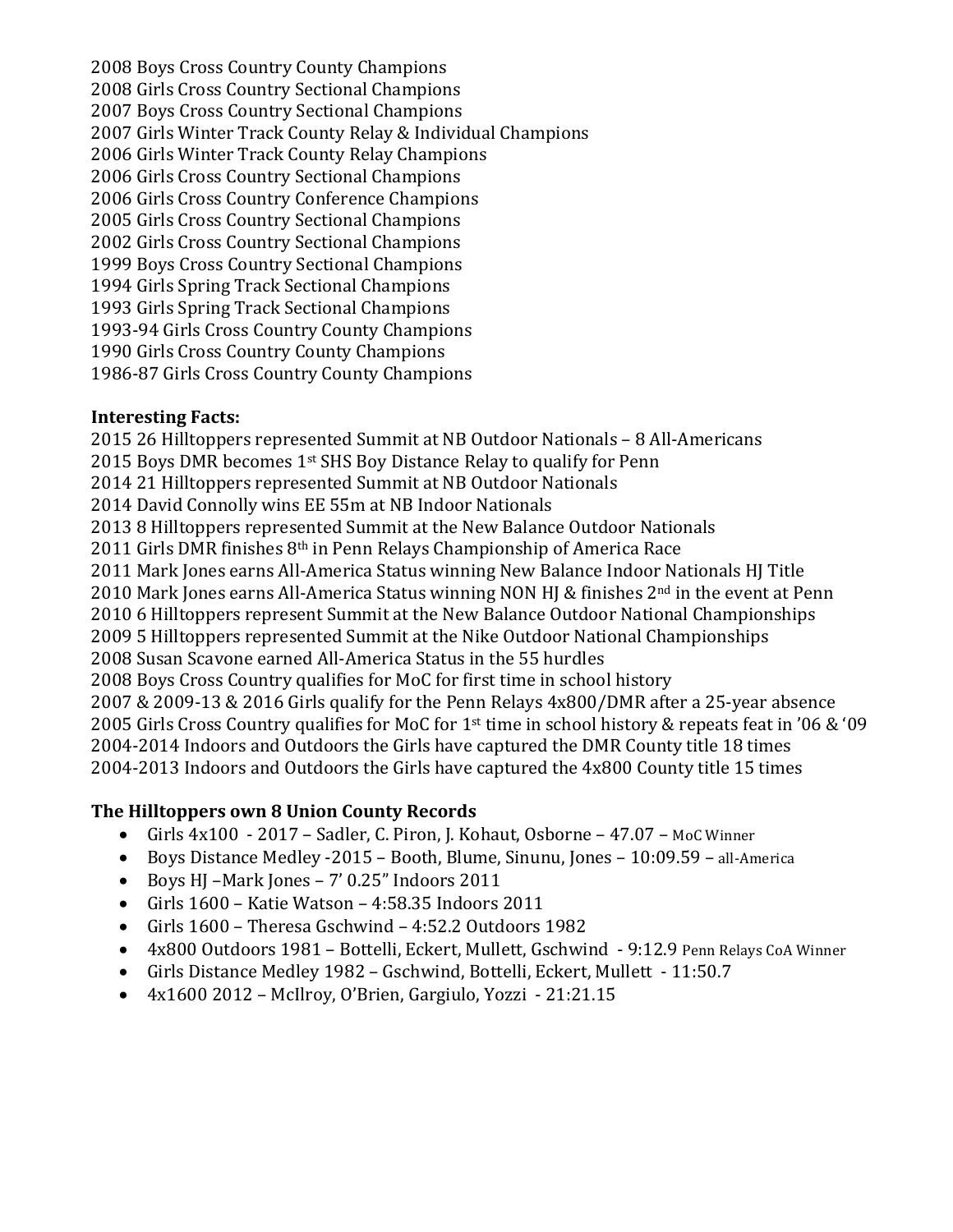2008 Boys Cross Country County Champions
2008 Girls Cross Country Sectional Champions
2007 Boys Cross Country Sectional Champions
2007 Girls Winter Track County Relay & Individual Champions
2006 Girls Winter Track County Relay Champions
2006 Girls Cross Country Sectional Champions
2006 Girls Cross Country Conference Champions
2005 Girls Cross Country Sectional Champions
2002 Girls Cross Country Sectional Champions
1999 Boys Cross Country Sectional Champions
1994 Girls Spring Track Sectional Champions
1993 Girls Spring Track Sectional Champions
1993-94 Girls Cross Country County Champions
1990 Girls Cross Country County Champions
1986-87 Girls Cross Country County Champions

**Interesting Facts:**
2015 26 Hilltoppers represented Summit at NB Outdoor Nationals – 8 All-Americans
2015 Boys DMR becomes 1st SHS Boy Distance Relay to qualify for Penn
2014 21 Hilltoppers represented Summit at NB Outdoor Nationals
2014 David Connolly wins EE 55m at NB Indoor Nationals
2013 8 Hilltoppers represented Summit at the New Balance Outdoor Nationals
2011 Girls DMR finishes 8th in Penn Relays Championship of America Race
2011 Mark Jones earns All-America Status winning New Balance Indoor Nationals HJ Title
2010 Mark Jones earns All-America Status winning NON HJ & finishes 2nd in the event at Penn
2010 6 Hilltoppers represent Summit at the New Balance Outdoor National Championships
2009 5 Hilltoppers represented Summit at the Nike Outdoor National Championships
2008 Susan Scavone earned All-America Status in the 55 hurdles
2008 Boys Cross Country qualifies for MoC for first time in school history
2007 & 2009-13 & 2016 Girls qualify for the Penn Relays 4x800/DMR after a 25-year absence
2005 Girls Cross Country qualifies for MoC for 1st time in school history & repeats feat in '06 & '09
2004-2014 Indoors and Outdoors the Girls have captured the DMR County title 18 times
2004-2013 Indoors and Outdoors the Girls have captured the 4x800 County title 15 times

**The Hilltoppers own 8 Union County Records**

- Girls 4x100 - 2017 – Sadler, C. Piron, J. Kohaut, Osborne – 47.07 – MoC Winner
- Boys Distance Medley -2015 – Booth, Blume, Sinunu, Jones – 10:09.59 – all-America
- Boys HJ –Mark Jones – 7' 0.25" Indoors 2011
- Girls 1600 – Katie Watson – 4:58.35 Indoors 2011
- Girls 1600 – Theresa Gschwind – 4:52.2 Outdoors 1982
- 4x800 Outdoors 1981 – Bottelli, Eckert, Mullett, Gschwind - 9:12.9 Penn Relays CoA Winner
- Girls Distance Medley 1982 – Gschwind, Bottelli, Eckert, Mullett - 11:50.7
- 4x1600 2012 – McIlroy, O'Brien, Gargiulo, Yozzi - 21:21.15